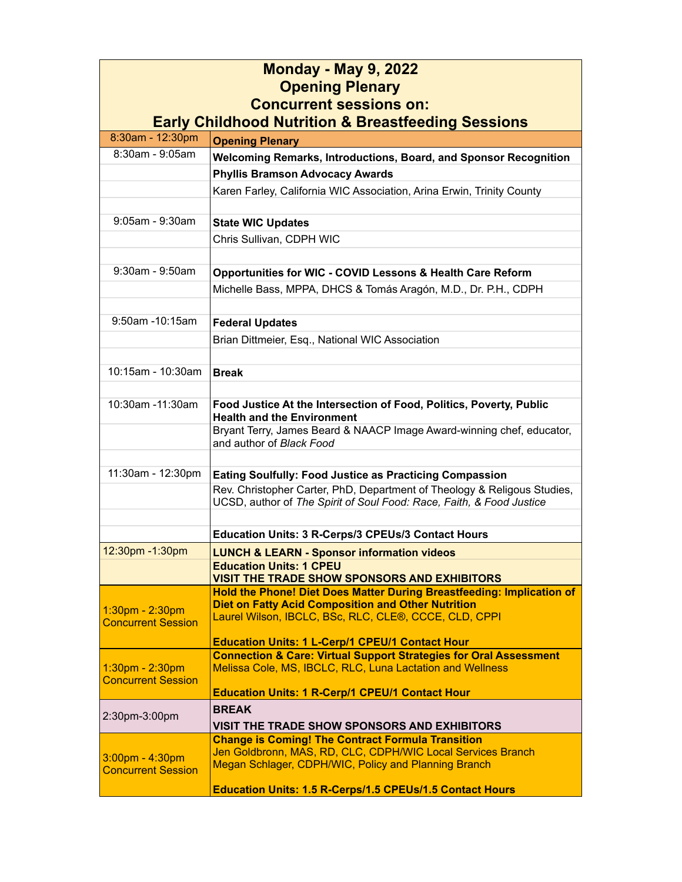## Monday - May 9, 2022
## Opening Plenary
## Concurrent sessions on:
## Early Childhood Nutrition & Breastfeeding Sessions

| | |
|---|---|
| 8:30am - 12:30pm | **Opening Plenary** |
| 8:30am - 9:05am | **Welcoming Remarks, Introductions, Board, and Sponsor Recognition** |
| | **Phyllis Bramson Advocacy Awards** |
| | Karen Farley, California WIC Association, Arina Erwin, Trinity County |
| | |
| 9:05am - 9:30am | **State WIC Updates** |
| | Chris Sullivan, CDPH WIC |
| | |
| 9:30am - 9:50am | **Opportunities for WIC - COVID Lessons & Health Care Reform** |
| | Michelle Bass, MPPA, DHCS & Tomás Aragón, M.D., Dr. P.H., CDPH |
| | |
| 9:50am -10:15am | **Federal Updates** |
| | Brian Dittmeier, Esq., National WIC Association |
| | |
| 10:15am - 10:30am | **Break** |
| | |
| 10:30am -11:30am | **Food Justice At the Intersection of Food, Politics, Poverty, Public Health and the Environment** |
| | Bryant Terry, James Beard & NAACP Image Award-winning chef, educator, and author of *Black Food* |
| | |
| 11:30am - 12:30pm | **Eating Soulfully: Food Justice as Practicing Compassion** |
| | Rev. Christopher Carter, PhD, Department of Theology & Religous Studies, UCSD, author of *The Spirit of Soul Food: Race, Faith, & Food Justice* |
| | |
| | **Education Units: 3 R-Cerps/3 CPEUs/3 Contact Hours** |
| 12:30pm -1:30pm | **LUNCH & LEARN - Sponsor information videos** |
| | **Education Units: 1 CPEU**<br>**VISIT THE TRADE SHOW SPONSORS AND EXHIBITORS** |
| 1:30pm - 2:30pm<br>Concurrent Session | **Hold the Phone! Diet Does Matter During Breastfeeding: Implication of Diet on Fatty Acid Composition and Other Nutrition**<br>Laurel Wilson, IBCLC, BSc, RLC, CLE®, CCCE, CLD, CPPI<br><br>**Education Units: 1 L-Cerp/1 CPEU/1 Contact Hour** |
| 1:30pm - 2:30pm<br>Concurrent Session | **Connection & Care: Virtual Support Strategies for Oral Assessment**<br>Melissa Cole, MS, IBCLC, RLC, Luna Lactation and Wellness<br><br>**Education Units: 1 R-Cerp/1 CPEU/1 Contact Hour** |
| 2:30pm-3:00pm | **BREAK**<br>**VISIT THE TRADE SHOW SPONSORS AND EXHIBITORS** |
| 3:00pm - 4:30pm<br>Concurrent Session | **Change is Coming! The Contract Formula Transition**<br>Jen Goldbronn, MAS, RD, CLC, CDPH/WIC Local Services Branch<br>Megan Schlager, CDPH/WIC, Policy and Planning Branch<br><br>**Education Units: 1.5 R-Cerps/1.5 CPEUs/1.5 Contact Hours** |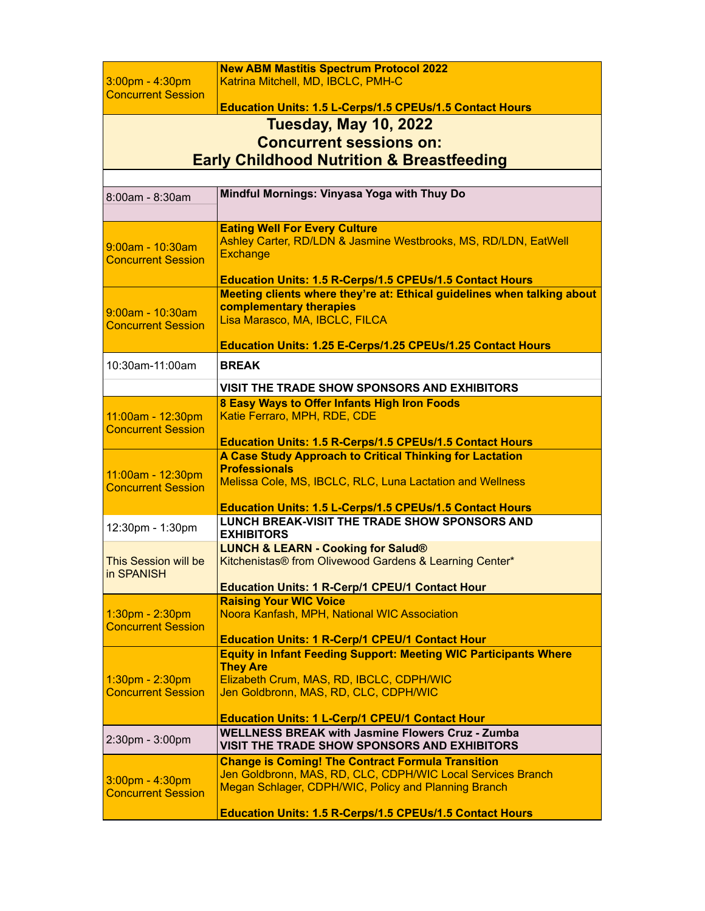| | |
|---|---|
| 3:00pm - 4:30pm Concurrent Session | **New ABM Mastitis Spectrum Protocol 2022**<br>Katrina Mitchell, MD, IBCLC, PMH-C<br><br>**Education Units: 1.5 L-Cerps/1.5 CPEUs/1.5 Contact Hours** |

## Tuesday, May 10, 2022
## Concurrent sessions on:
## Early Childhood Nutrition & Breastfeeding

| | |
|---|---|
| 8:00am - 8:30am | **Mindful Mornings: Vinyasa Yoga with Thuy Do** |
| 9:00am - 10:30am Concurrent Session | **Eating Well For Every Culture**<br>Ashley Carter, RD/LDN & Jasmine Westbrooks, MS, RD/LDN, EatWell Exchange<br><br>**Education Units: 1.5 R-Cerps/1.5 CPEUs/1.5 Contact Hours** |
| 9:00am - 10:30am Concurrent Session | **Meeting clients where they're at: Ethical guidelines when talking about complementary therapies**<br>Lisa Marasco, MA, IBCLC, FILCA<br><br>**Education Units: 1.25 E-Cerps/1.25 CPEUs/1.25 Contact Hours** |
| 10:30am-11:00am | **BREAK** |
| | **VISIT THE TRADE SHOW SPONSORS AND EXHIBITORS** |
| 11:00am - 12:30pm Concurrent Session | **8 Easy Ways to Offer Infants High Iron Foods**<br>Katie Ferraro, MPH, RDE, CDE<br><br>**Education Units: 1.5 R-Cerps/1.5 CPEUs/1.5 Contact Hours** |
| 11:00am - 12:30pm Concurrent Session | **A Case Study Approach to Critical Thinking for Lactation Professionals**<br>Melissa Cole, MS, IBCLC, RLC, Luna Lactation and Wellness<br><br>**Education Units: 1.5 L-Cerps/1.5 CPEUs/1.5 Contact Hours** |
| 12:30pm - 1:30pm | **LUNCH BREAK-VISIT THE TRADE SHOW SPONSORS AND EXHIBITORS** |
| This Session will be in SPANISH | **LUNCH & LEARN - Cooking for Salud®**<br>Kitchenistas® from Olivewood Gardens & Learning Center*<br><br>**Education Units: 1 R-Cerp/1 CPEU/1 Contact Hour** |
| 1:30pm - 2:30pm Concurrent Session | **Raising Your WIC Voice**<br>Noora Kanfash, MPH, National WIC Association<br><br>**Education Units: 1 R-Cerp/1 CPEU/1 Contact Hour** |
| 1:30pm - 2:30pm Concurrent Session | **Equity in Infant Feeding Support: Meeting WIC Participants Where They Are**<br>Elizabeth Crum, MAS, RD, IBCLC, CDPH/WIC<br>Jen Goldbronn, MAS, RD, CLC, CDPH/WIC<br><br>**Education Units: 1 L-Cerp/1 CPEU/1 Contact Hour** |
| 2:30pm - 3:00pm | **WELLNESS BREAK with Jasmine Flowers Cruz - Zumba**<br>**VISIT THE TRADE SHOW SPONSORS AND EXHIBITORS** |
| 3:00pm - 4:30pm Concurrent Session | **Change is Coming! The Contract Formula Transition**<br>Jen Goldbronn, MAS, RD, CLC, CDPH/WIC Local Services Branch<br>Megan Schlager, CDPH/WIC, Policy and Planning Branch<br><br>**Education Units: 1.5 R-Cerps/1.5 CPEUs/1.5 Contact Hours** |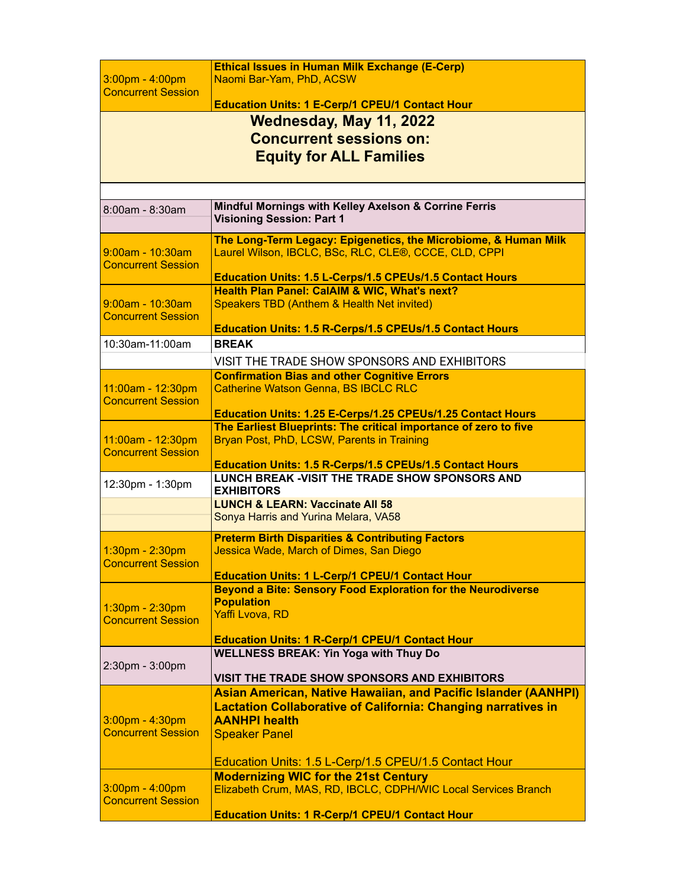| | |
|---|---|
| 3:00pm - 4:00pm Concurrent Session | **Ethical Issues in Human Milk Exchange (E-Cerp)**<br>Naomi Bar-Yam, PhD, ACSW<br><br>**Education Units: 1 E-Cerp/1 CPEU/1 Contact Hour** |

## Wednesday, May 11, 2022
## Concurrent sessions on:
## Equity for ALL Families

| | |
|---|---|
| 8:00am - 8:30am | **Mindful Mornings with Kelley Axelson & Corrine Ferris**<br>**Visioning Session: Part 1** |
| 9:00am - 10:30am Concurrent Session | **The Long-Term Legacy: Epigenetics, the Microbiome, & Human Milk**<br>Laurel Wilson, IBCLC, BSc, RLC, CLE®, CCCE, CLD, CPPI<br><br>**Education Units: 1.5 L-Cerps/1.5 CPEUs/1.5 Contact Hours** |
| 9:00am - 10:30am Concurrent Session | **Health Plan Panel: CalAIM & WIC, What's next?**<br>Speakers TBD (Anthem & Health Net invited)<br><br>**Education Units: 1.5 R-Cerps/1.5 CPEUs/1.5 Contact Hours** |
| 10:30am-11:00am | **BREAK** |
| | VISIT THE TRADE SHOW SPONSORS AND EXHIBITORS |
| 11:00am - 12:30pm Concurrent Session | **Confirmation Bias and other Cognitive Errors**<br>Catherine Watson Genna, BS IBCLC RLC<br><br>**Education Units: 1.25 E-Cerps/1.25 CPEUs/1.25 Contact Hours** |
| 11:00am - 12:30pm Concurrent Session | **The Earliest Blueprints: The critical importance of zero to five**<br>Bryan Post, PhD, LCSW, Parents in Training<br><br>**Education Units: 1.5 R-Cerps/1.5 CPEUs/1.5 Contact Hours** |
| 12:30pm - 1:30pm | **LUNCH BREAK -VISIT THE TRADE SHOW SPONSORS AND EXHIBITORS** |
| | **LUNCH & LEARN: Vaccinate All 58**<br>Sonya Harris and Yurina Melara, VA58 |
| 1:30pm - 2:30pm Concurrent Session | **Preterm Birth Disparities & Contributing Factors**<br>Jessica Wade, March of Dimes, San Diego<br><br>**Education Units: 1 L-Cerp/1 CPEU/1 Contact Hour** |
| 1:30pm - 2:30pm Concurrent Session | **Beyond a Bite: Sensory Food Exploration for the Neurodiverse Population**<br>Yaffi Lvova, RD<br><br>**Education Units: 1 R-Cerp/1 CPEU/1 Contact Hour** |
| 2:30pm - 3:00pm | **WELLNESS BREAK: Yin Yoga with Thuy Do**<br><br>**VISIT THE TRADE SHOW SPONSORS AND EXHIBITORS** |
| 3:00pm - 4:30pm Concurrent Session | **Asian American, Native Hawaiian, and Pacific Islander (AANHPI) Lactation Collaborative of California: Changing narratives in AANHPI health**<br>Speaker Panel<br><br>Education Units: 1.5 L-Cerp/1.5 CPEU/1.5 Contact Hour |
| 3:00pm - 4:00pm Concurrent Session | **Modernizing WIC for the 21st Century**<br>Elizabeth Crum, MAS, RD, IBCLC, CDPH/WIC Local Services Branch<br><br>**Education Units: 1 R-Cerp/1 CPEU/1 Contact Hour** |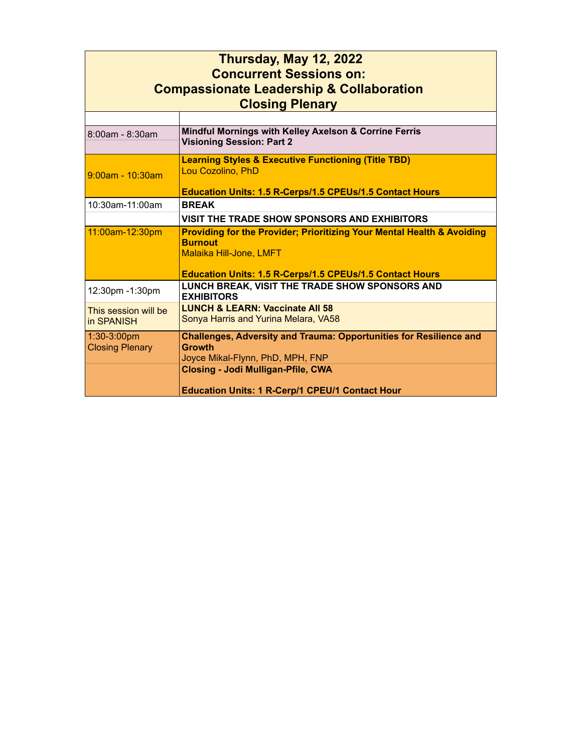| Thursday, May 12, 2022<br>Concurrent Sessions on:<br>Compassionate Leadership & Collaboration<br>Closing Plenary | |
|---|---|
| | |
| 8:00am - 8:30am | **Mindful Mornings with Kelley Axelson & Corrine Ferris**<br>**Visioning Session: Part 2** |
| 9:00am - 10:30am | **Learning Styles & Executive Functioning (Title TBD)**<br>Lou Cozolino, PhD<br><br>**Education Units: 1.5 R-Cerps/1.5 CPEUs/1.5 Contact Hours** |
| 10:30am-11:00am | **BREAK** |
| | **VISIT THE TRADE SHOW SPONSORS AND EXHIBITORS** |
| 11:00am-12:30pm | **Providing for the Provider; Prioritizing Your Mental Health & Avoiding Burnout**<br>Malaika Hill-Jone, LMFT<br><br>**Education Units: 1.5 R-Cerps/1.5 CPEUs/1.5 Contact Hours** |
| 12:30pm -1:30pm | **LUNCH BREAK, VISIT THE TRADE SHOW SPONSORS AND EXHIBITORS** |
| This session will be in SPANISH | **LUNCH & LEARN: Vaccinate All 58**<br>Sonya Harris and Yurina Melara, VA58 |
| 1:30-3:00pm<br>Closing Plenary | **Challenges, Adversity and Trauma: Opportunities for Resilience and Growth**<br>Joyce Mikal-Flynn, PhD, MPH, FNP |
| | **Closing - Jodi Mulligan-Pfile, CWA**<br><br>**Education Units: 1 R-Cerp/1 CPEU/1 Contact Hour** |